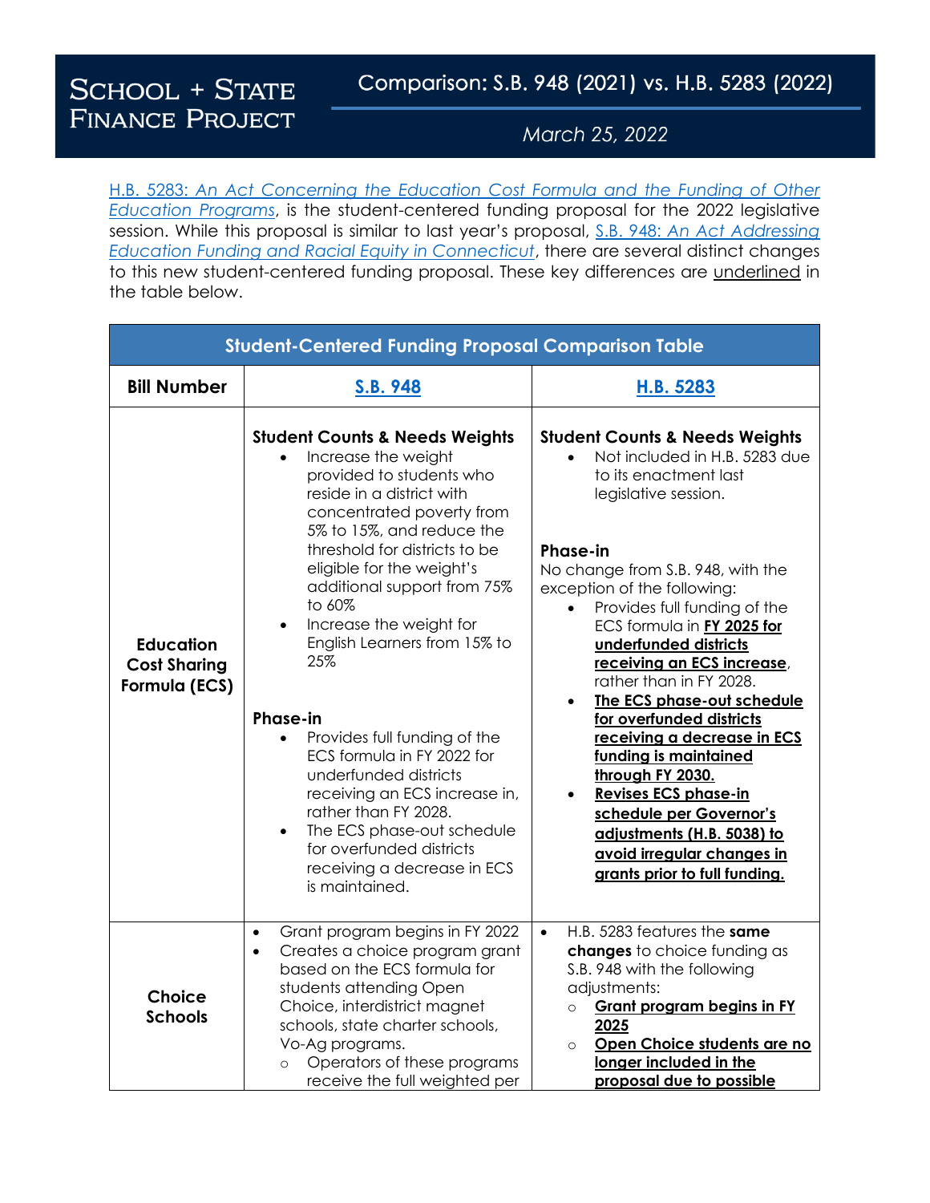# SCHOOL + STATE FINANCE PROJECT

## Comparison: S.B. 948 (2021) vs. H.B. 5283 (2022)

*March 25, 2022*

[H.B. 5283: *An Act Concerning the Education Cost Formula and the Funding of Other Education Programs*](), is the student-centered funding proposal for the 2022 legislative session. While this proposal is similar to last year's proposal, [S.B. 948: *An Act Addressing Education Funding and Racial Equity in Connecticut*](), there are several distinct changes to this new student-centered funding proposal. These key differences are <u>underlined</u> in the table below.

| **Student-Centered Funding Proposal Comparison Table** | | |
|---|---|---|
| **Bill Number** | **S.B. 948** | **H.B. 5283** |
| **Education Cost Sharing Formula (ECS)** | **Student Counts & Needs Weights**<br>• Increase the weight provided to students who reside in a district with concentrated poverty from 5% to 15%, and reduce the threshold for districts to be eligible for the weight's additional support from 75% to 60%<br>• Increase the weight for English Learners from 15% to 25%<br><br>**Phase-in**<br>• Provides full funding of the ECS formula in FY 2022 for underfunded districts receiving an ECS increase in, rather than FY 2028.<br>• The ECS phase-out schedule for overfunded districts receiving a decrease in ECS is maintained. | **Student Counts & Needs Weights**<br>• Not included in H.B. 5283 due to its enactment last legislative session.<br><br>**Phase-in**<br>No change from S.B. 948, with the exception of the following:<br>• Provides full funding of the ECS formula in <u>**FY 2025 for underfunded districts receiving an ECS increase**</u>, rather than in FY 2028.<br>• <u>**The ECS phase-out schedule for overfunded districts receiving a decrease in ECS funding is maintained through FY 2030.**</u><br>• <u>**Revises ECS phase-in schedule per Governor's adjustments (H.B. 5038) to avoid irregular changes in grants prior to full funding.**</u> |
| **Choice Schools** | • Grant program begins in FY 2022<br>• Creates a choice program grant based on the ECS formula for students attending Open Choice, interdistrict magnet schools, state charter schools, Vo-Ag programs.<br>&nbsp;&nbsp;◦ Operators of these programs receive the full weighted per | • H.B. 5283 features the **same changes** to choice funding as S.B. 948 with the following adjustments:<br>&nbsp;&nbsp;◦ <u>**Grant program begins in FY 2025**</u><br>&nbsp;&nbsp;◦ <u>**Open Choice students are no longer included in the proposal due to possible**</u> |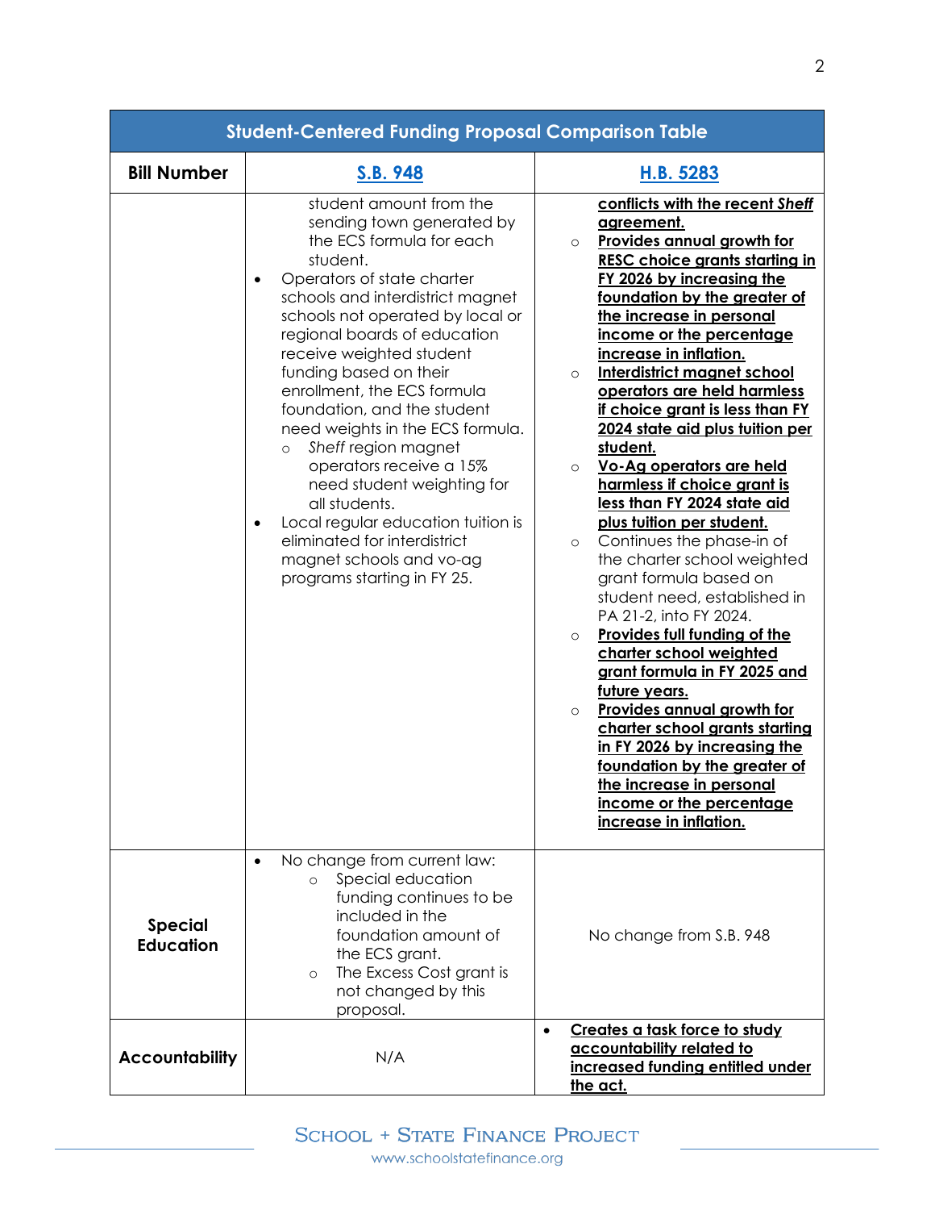| Student-Centered Funding Proposal Comparison Table | | |
|---|---|---|
| **Bill Number** | S.B. 948 | H.B. 5283 |
| | student amount from the sending town generated by the ECS formula for each student.<br>• Operators of state charter schools and interdistrict magnet schools not operated by local or regional boards of education receive weighted student funding based on their enrollment, the ECS formula foundation, and the student need weights in the ECS formula.<br>  ○ *Sheff* region magnet operators receive a 15% need student weighting for all students.<br>• Local regular education tuition is eliminated for interdistrict magnet schools and vo-ag programs starting in FY 25. | **conflicts with the recent *Sheff* agreement.**<br>○ **Provides annual growth for RESC choice grants starting in FY 2026 by increasing the foundation by the greater of the increase in personal income or the percentage increase in inflation.**<br>○ **Interdistrict magnet school operators are held harmless if choice grant is less than FY 2024 state aid plus tuition per student.**<br>○ **Vo-Ag operators are held harmless if choice grant is less than FY 2024 state aid plus tuition per student.**<br>○ Continues the phase-in of the charter school weighted grant formula based on student need, established in PA 21-2, into FY 2024.<br>○ **Provides full funding of the charter school weighted grant formula in FY 2025 and future years.**<br>○ **Provides annual growth for charter school grants starting in FY 2026 by increasing the foundation by the greater of the increase in personal income or the percentage increase in inflation.** |
| **Special Education** | • No change from current law:<br>  ○ Special education funding continues to be included in the foundation amount of the ECS grant.<br>  ○ The Excess Cost grant is not changed by this proposal. | No change from S.B. 948 |
| **Accountability** | N/A | • **Creates a task force to study accountability related to increased funding entitled under the act.** |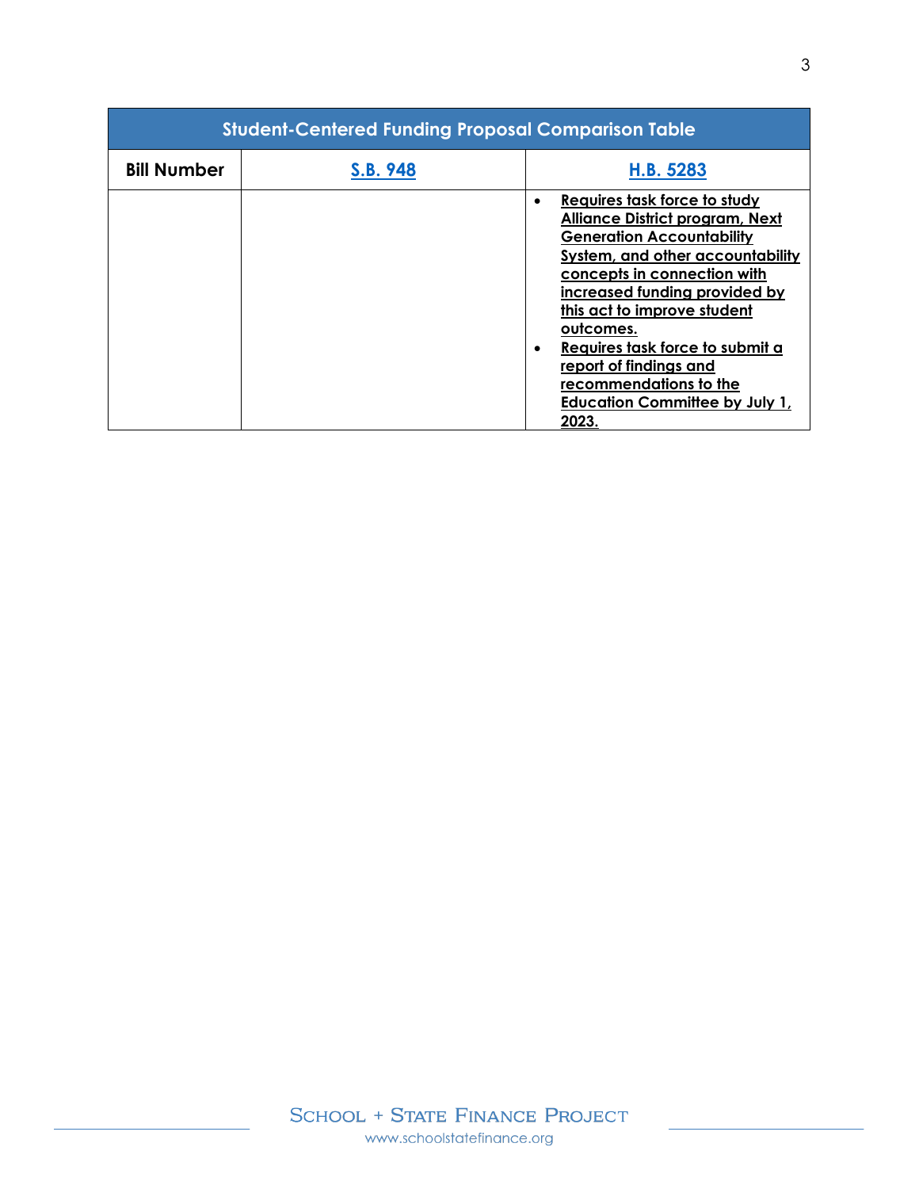| Student-Centered Funding Proposal Comparison Table | | |
|---|---|---|
| **Bill Number** | **S.B. 948** | **H.B. 5283** |
| | | • **Requires task force to study Alliance District program, Next Generation Accountability System, and other accountability concepts in connection with increased funding provided by this act to improve student outcomes.** • **Requires task force to submit a report of findings and recommendations to the Education Committee by July 1, 2023.** |